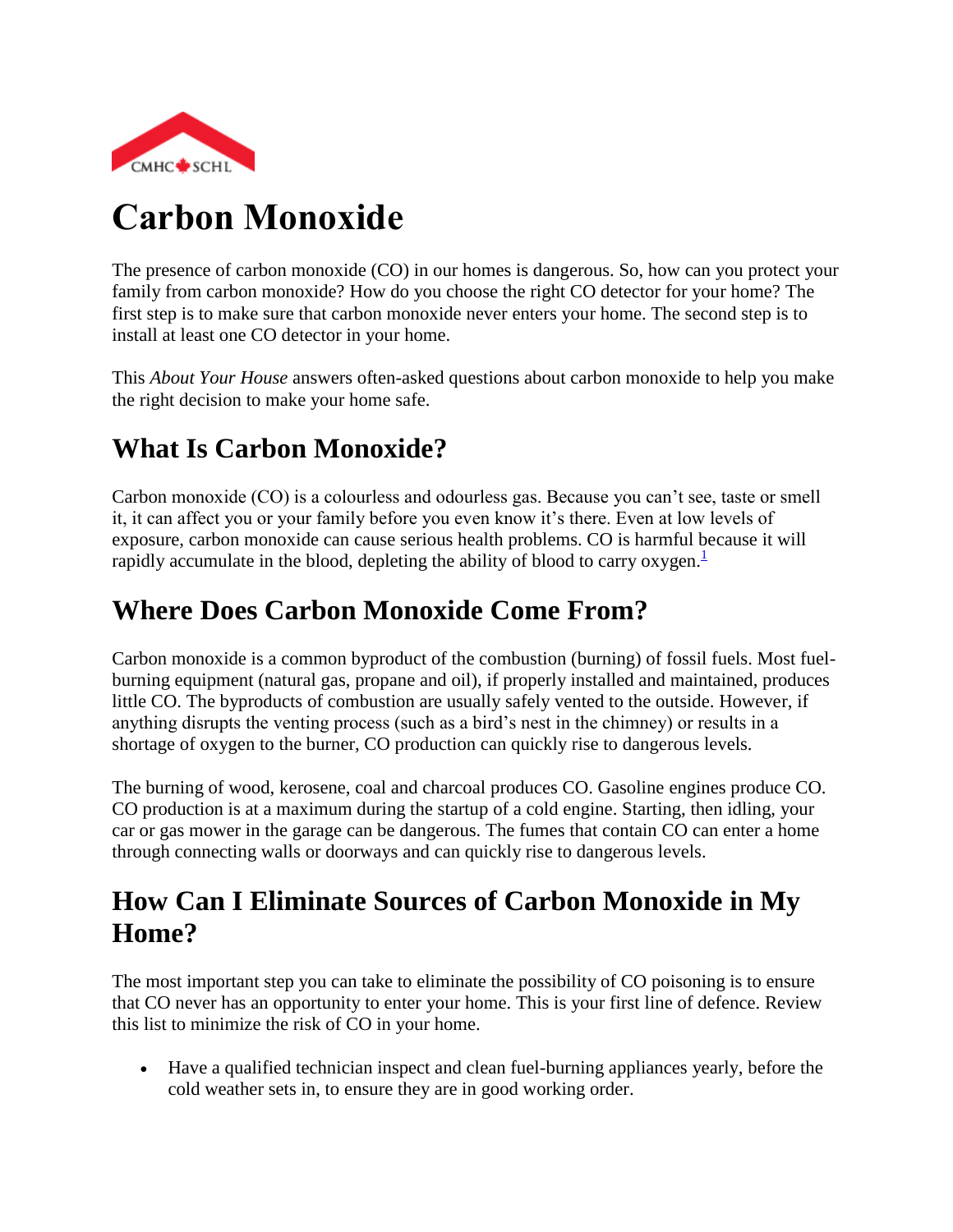# Carbon Monoxide

The presence of carbon monoxide (CO) in our homes is dangerous. So, how can you protect your family from carbon monoxide? How do you choose the right CO detector for your home? The first step is to make sure that carbon monoxide never enters your home. The second step is to install at least one CO detector in your home.

This *About Your House* answers often-asked questions about carbon monoxide to help you make the right decision to make your home safe.

## What Is Carbon Monoxide?

Carbon monoxide (CO) is a colourless and odourless gas. Because you can't see, taste or smell it, it can affect you or your family before you even know it's there. Even at low levels of exposure, carbon monoxide can cause serious health problems. CO is harmful because it will rapidly accumulate in the blood, depleting the ability of blood to carry oxygen.[1]

## Where Does Carbon Monoxide Come From?

Carbon monoxide is a common byproduct of the combustion (burning) of fossil fuels. Most fuel-burning equipment (natural gas, propane and oil), if properly installed and maintained, produces little CO. The byproducts of combustion are usually safely vented to the outside. However, if anything disrupts the venting process (such as a bird's nest in the chimney) or results in a shortage of oxygen to the burner, CO production can quickly rise to dangerous levels.

The burning of wood, kerosene, coal and charcoal produces CO. Gasoline engines produce CO. CO production is at a maximum during the startup of a cold engine. Starting, then idling, your car or gas mower in the garage can be dangerous. The fumes that contain CO can enter a home through connecting walls or doorways and can quickly rise to dangerous levels.

## How Can I Eliminate Sources of Carbon Monoxide in My Home?

The most important step you can take to eliminate the possibility of CO poisoning is to ensure that CO never has an opportunity to enter your home. This is your first line of defence. Review this list to minimize the risk of CO in your home.

- Have a qualified technician inspect and clean fuel-burning appliances yearly, before the cold weather sets in, to ensure they are in good working order.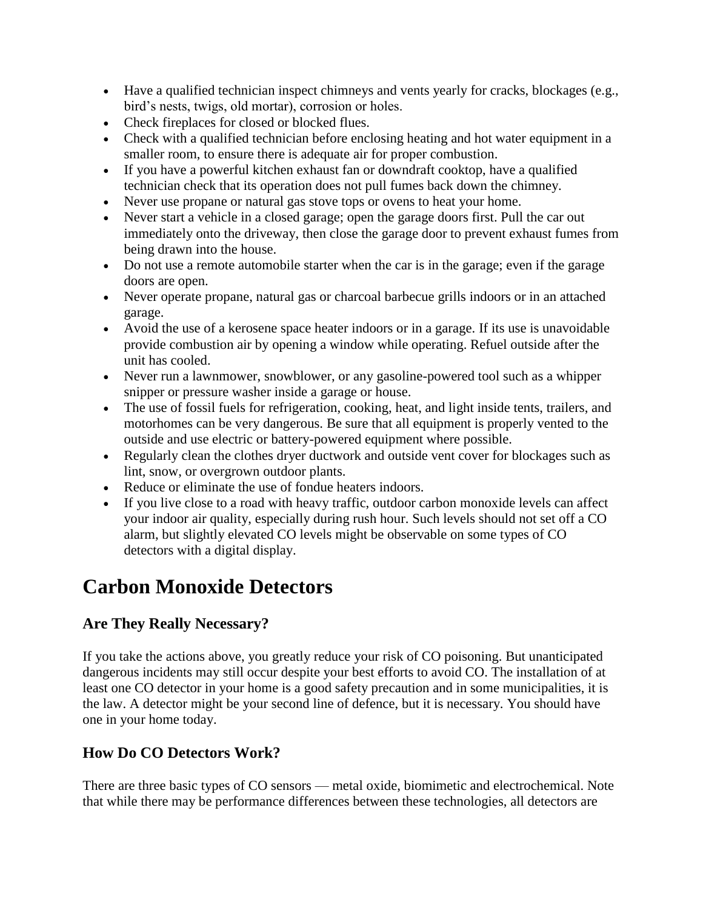- Have a qualified technician inspect chimneys and vents yearly for cracks, blockages (e.g., bird's nests, twigs, old mortar), corrosion or holes.
- Check fireplaces for closed or blocked flues.
- Check with a qualified technician before enclosing heating and hot water equipment in a smaller room, to ensure there is adequate air for proper combustion.
- If you have a powerful kitchen exhaust fan or downdraft cooktop, have a qualified technician check that its operation does not pull fumes back down the chimney.
- Never use propane or natural gas stove tops or ovens to heat your home.
- Never start a vehicle in a closed garage; open the garage doors first. Pull the car out immediately onto the driveway, then close the garage door to prevent exhaust fumes from being drawn into the house.
- Do not use a remote automobile starter when the car is in the garage; even if the garage doors are open.
- Never operate propane, natural gas or charcoal barbecue grills indoors or in an attached garage.
- Avoid the use of a kerosene space heater indoors or in a garage. If its use is unavoidable provide combustion air by opening a window while operating. Refuel outside after the unit has cooled.
- Never run a lawnmower, snowblower, or any gasoline-powered tool such as a whipper snipper or pressure washer inside a garage or house.
- The use of fossil fuels for refrigeration, cooking, heat, and light inside tents, trailers, and motorhomes can be very dangerous. Be sure that all equipment is properly vented to the outside and use electric or battery-powered equipment where possible.
- Regularly clean the clothes dryer ductwork and outside vent cover for blockages such as lint, snow, or overgrown outdoor plants.
- Reduce or eliminate the use of fondue heaters indoors.
- If you live close to a road with heavy traffic, outdoor carbon monoxide levels can affect your indoor air quality, especially during rush hour. Such levels should not set off a CO alarm, but slightly elevated CO levels might be observable on some types of CO detectors with a digital display.

# Carbon Monoxide Detectors

### Are They Really Necessary?

If you take the actions above, you greatly reduce your risk of CO poisoning. But unanticipated dangerous incidents may still occur despite your best efforts to avoid CO. The installation of at least one CO detector in your home is a good safety precaution and in some municipalities, it is the law. A detector might be your second line of defence, but it is necessary. You should have one in your home today.

### How Do CO Detectors Work?

There are three basic types of CO sensors — metal oxide, biomimetic and electrochemical. Note that while there may be performance differences between these technologies, all detectors are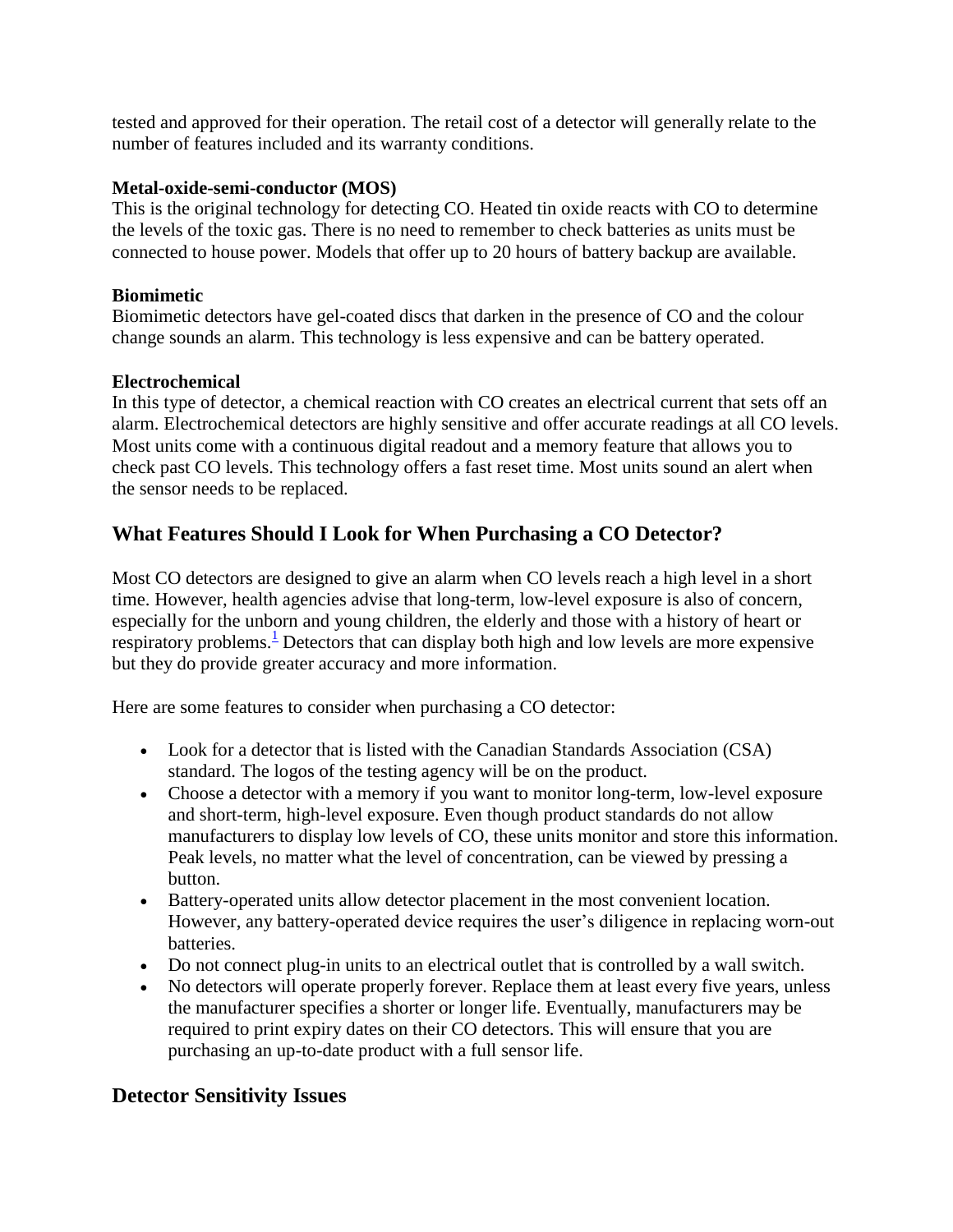tested and approved for their operation. The retail cost of a detector will generally relate to the number of features included and its warranty conditions.

**Metal-oxide-semi-conductor (MOS)**
This is the original technology for detecting CO. Heated tin oxide reacts with CO to determine the levels of the toxic gas. There is no need to remember to check batteries as units must be connected to house power. Models that offer up to 20 hours of battery backup are available.

**Biomimetic**
Biomimetic detectors have gel-coated discs that darken in the presence of CO and the colour change sounds an alarm. This technology is less expensive and can be battery operated.

**Electrochemical**
In this type of detector, a chemical reaction with CO creates an electrical current that sets off an alarm. Electrochemical detectors are highly sensitive and offer accurate readings at all CO levels. Most units come with a continuous digital readout and a memory feature that allows you to check past CO levels. This technology offers a fast reset time. Most units sound an alert when the sensor needs to be replaced.

## What Features Should I Look for When Purchasing a CO Detector?

Most CO detectors are designed to give an alarm when CO levels reach a high level in a short time. However, health agencies advise that long-term, low-level exposure is also of concern, especially for the unborn and young children, the elderly and those with a history of heart or respiratory problems.[1] Detectors that can display both high and low levels are more expensive but they do provide greater accuracy and more information.

Here are some features to consider when purchasing a CO detector:

- Look for a detector that is listed with the Canadian Standards Association (CSA) standard. The logos of the testing agency will be on the product.
- Choose a detector with a memory if you want to monitor long-term, low-level exposure and short-term, high-level exposure. Even though product standards do not allow manufacturers to display low levels of CO, these units monitor and store this information. Peak levels, no matter what the level of concentration, can be viewed by pressing a button.
- Battery-operated units allow detector placement in the most convenient location. However, any battery-operated device requires the user's diligence in replacing worn-out batteries.
- Do not connect plug-in units to an electrical outlet that is controlled by a wall switch.
- No detectors will operate properly forever. Replace them at least every five years, unless the manufacturer specifies a shorter or longer life. Eventually, manufacturers may be required to print expiry dates on their CO detectors. This will ensure that you are purchasing an up-to-date product with a full sensor life.

## Detector Sensitivity Issues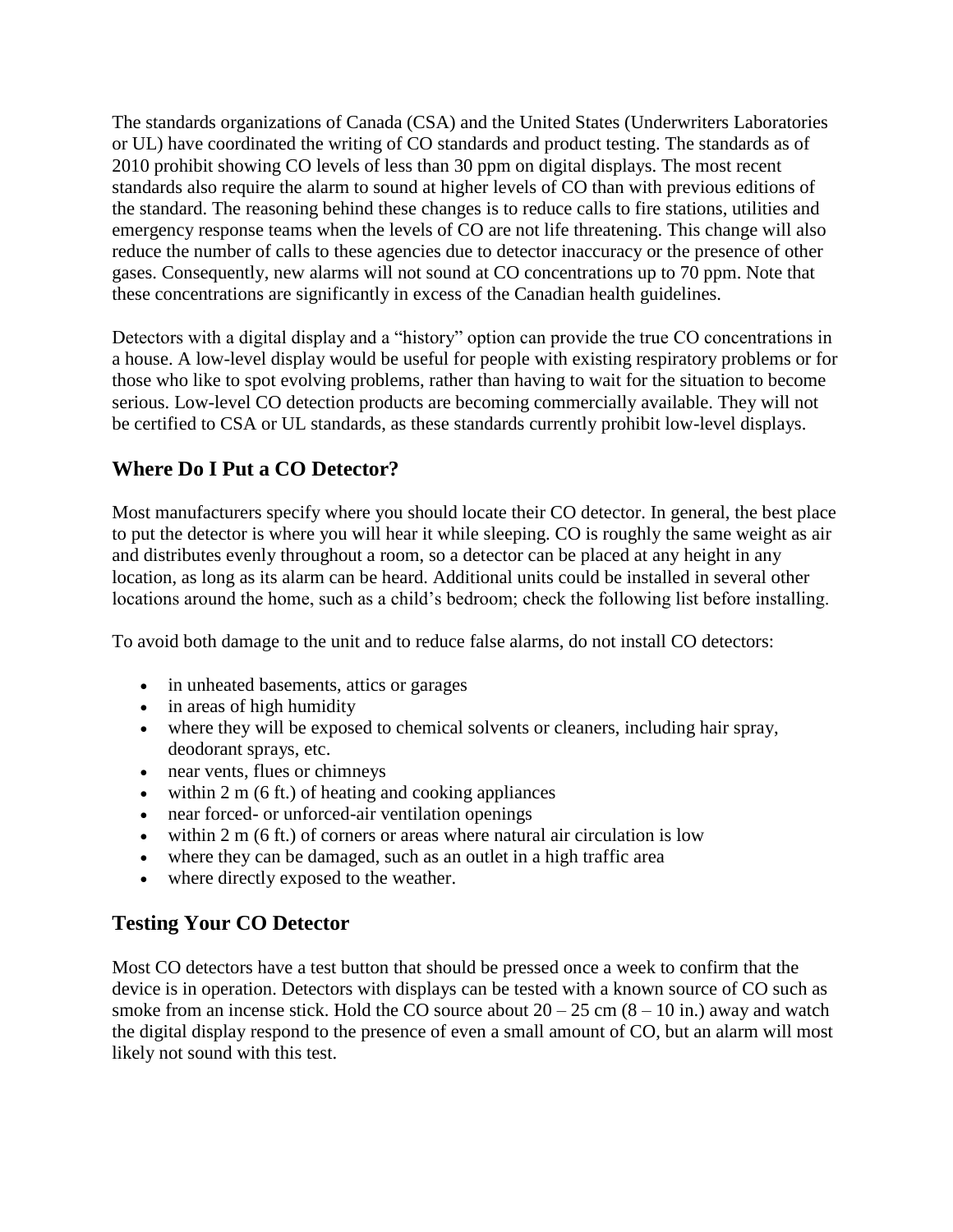The standards organizations of Canada (CSA) and the United States (Underwriters Laboratories or UL) have coordinated the writing of CO standards and product testing. The standards as of 2010 prohibit showing CO levels of less than 30 ppm on digital displays. The most recent standards also require the alarm to sound at higher levels of CO than with previous editions of the standard. The reasoning behind these changes is to reduce calls to fire stations, utilities and emergency response teams when the levels of CO are not life threatening. This change will also reduce the number of calls to these agencies due to detector inaccuracy or the presence of other gases. Consequently, new alarms will not sound at CO concentrations up to 70 ppm. Note that these concentrations are significantly in excess of the Canadian health guidelines.

Detectors with a digital display and a "history" option can provide the true CO concentrations in a house. A low-level display would be useful for people with existing respiratory problems or for those who like to spot evolving problems, rather than having to wait for the situation to become serious. Low-level CO detection products are becoming commercially available. They will not be certified to CSA or UL standards, as these standards currently prohibit low-level displays.

## Where Do I Put a CO Detector?

Most manufacturers specify where you should locate their CO detector. In general, the best place to put the detector is where you will hear it while sleeping. CO is roughly the same weight as air and distributes evenly throughout a room, so a detector can be placed at any height in any location, as long as its alarm can be heard. Additional units could be installed in several other locations around the home, such as a child's bedroom; check the following list before installing.

To avoid both damage to the unit and to reduce false alarms, do not install CO detectors:

- in unheated basements, attics or garages
- in areas of high humidity
- where they will be exposed to chemical solvents or cleaners, including hair spray, deodorant sprays, etc.
- near vents, flues or chimneys
- within 2 m (6 ft.) of heating and cooking appliances
- near forced- or unforced-air ventilation openings
- within 2 m (6 ft.) of corners or areas where natural air circulation is low
- where they can be damaged, such as an outlet in a high traffic area
- where directly exposed to the weather.

## Testing Your CO Detector

Most CO detectors have a test button that should be pressed once a week to confirm that the device is in operation. Detectors with displays can be tested with a known source of CO such as smoke from an incense stick. Hold the CO source about 20 – 25 cm (8 – 10 in.) away and watch the digital display respond to the presence of even a small amount of CO, but an alarm will most likely not sound with this test.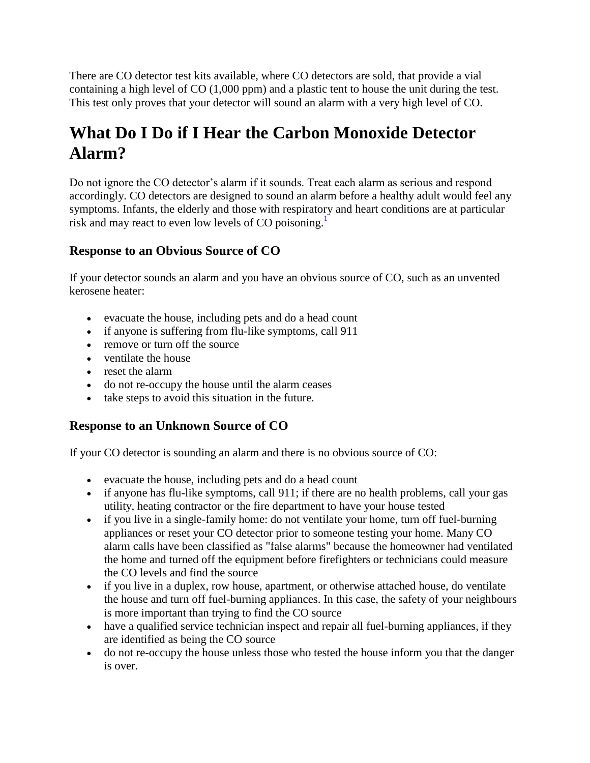There are CO detector test kits available, where CO detectors are sold, that provide a vial containing a high level of CO (1,000 ppm) and a plastic tent to house the unit during the test. This test only proves that your detector will sound an alarm with a very high level of CO.

# What Do I Do if I Hear the Carbon Monoxide Detector Alarm?

Do not ignore the CO detector's alarm if it sounds. Treat each alarm as serious and respond accordingly. CO detectors are designed to sound an alarm before a healthy adult would feel any symptoms. Infants, the elderly and those with respiratory and heart conditions are at particular risk and may react to even low levels of CO poisoning.[1]

### Response to an Obvious Source of CO

If your detector sounds an alarm and you have an obvious source of CO, such as an unvented kerosene heater:

- evacuate the house, including pets and do a head count
- if anyone is suffering from flu-like symptoms, call 911
- remove or turn off the source
- ventilate the house
- reset the alarm
- do not re-occupy the house until the alarm ceases
- take steps to avoid this situation in the future.

### Response to an Unknown Source of CO

If your CO detector is sounding an alarm and there is no obvious source of CO:

- evacuate the house, including pets and do a head count
- if anyone has flu-like symptoms, call 911; if there are no health problems, call your gas utility, heating contractor or the fire department to have your house tested
- if you live in a single-family home: do not ventilate your home, turn off fuel-burning appliances or reset your CO detector prior to someone testing your home. Many CO alarm calls have been classified as "false alarms" because the homeowner had ventilated the home and turned off the equipment before firefighters or technicians could measure the CO levels and find the source
- if you live in a duplex, row house, apartment, or otherwise attached house, do ventilate the house and turn off fuel-burning appliances. In this case, the safety of your neighbours is more important than trying to find the CO source
- have a qualified service technician inspect and repair all fuel-burning appliances, if they are identified as being the CO source
- do not re-occupy the house unless those who tested the house inform you that the danger is over.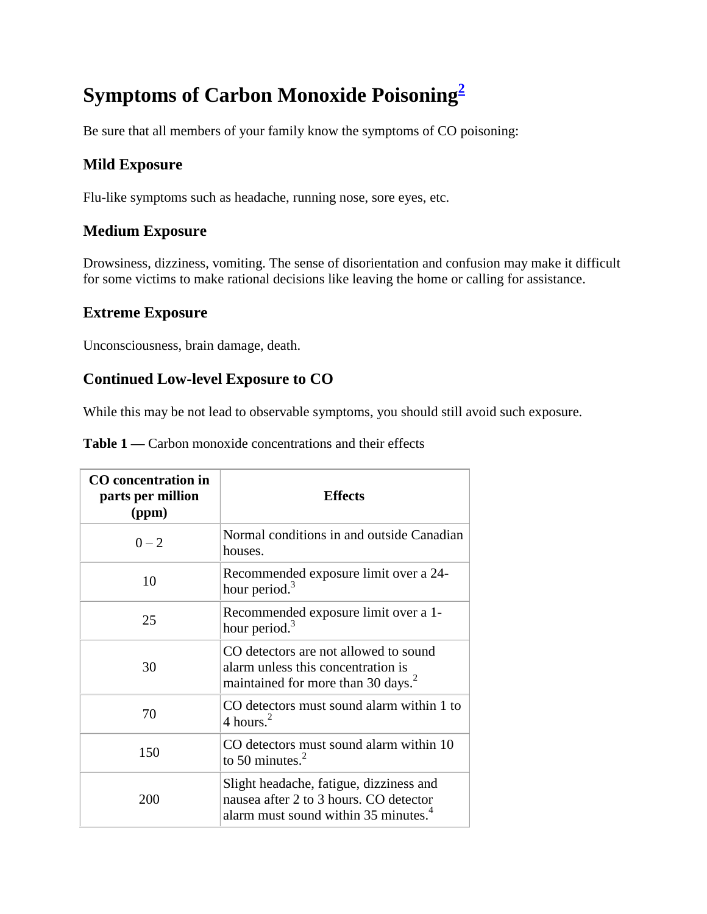# Symptoms of Carbon Monoxide Poisoning[2]

Be sure that all members of your family know the symptoms of CO poisoning:

### Mild Exposure

Flu-like symptoms such as headache, running nose, sore eyes, etc.

### Medium Exposure

Drowsiness, dizziness, vomiting. The sense of disorientation and confusion may make it difficult for some victims to make rational decisions like leaving the home or calling for assistance.

### Extreme Exposure

Unconsciousness, brain damage, death.

### Continued Low-level Exposure to CO

While this may be not lead to observable symptoms, you should still avoid such exposure.

**Table 1 —** Carbon monoxide concentrations and their effects

| CO concentration in parts per million (ppm) | Effects |
|---|---|
| 0 – 2 | Normal conditions in and outside Canadian houses. |
| 10 | Recommended exposure limit over a 24-hour period.[3] |
| 25 | Recommended exposure limit over a 1-hour period.[3] |
| 30 | CO detectors are not allowed to sound alarm unless this concentration is maintained for more than 30 days.[2] |
| 70 | CO detectors must sound alarm within 1 to 4 hours.[2] |
| 150 | CO detectors must sound alarm within 10 to 50 minutes.[2] |
| 200 | Slight headache, fatigue, dizziness and nausea after 2 to 3 hours. CO detector alarm must sound within 35 minutes.[4] |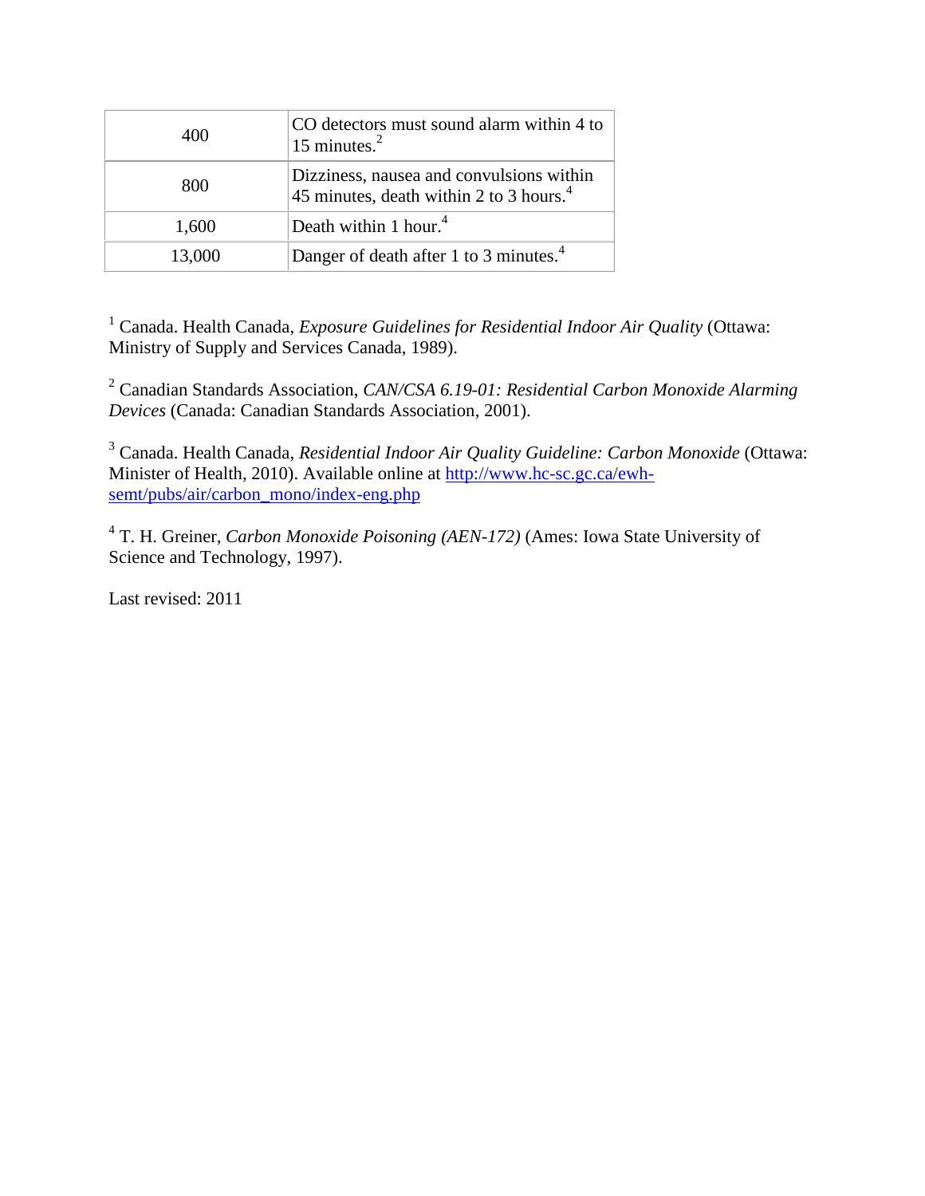| | |
|---|---|
| 400 | CO detectors must sound alarm within 4 to 15 minutes.[2] |
| 800 | Dizziness, nausea and convulsions within 45 minutes, death within 2 to 3 hours.[4] |
| 1,600 | Death within 1 hour.[4] |
| 13,000 | Danger of death after 1 to 3 minutes.[4] |

[1] Canada. Health Canada, *Exposure Guidelines for Residential Indoor Air Quality* (Ottawa: Ministry of Supply and Services Canada, 1989).

[2] Canadian Standards Association, *CAN/CSA 6.19-01: Residential Carbon Monoxide Alarming Devices* (Canada: Canadian Standards Association, 2001).

[3] Canada. Health Canada, *Residential Indoor Air Quality Guideline: Carbon Monoxide* (Ottawa: Minister of Health, 2010). Available online at http://www.hc-sc.gc.ca/ewh-semt/pubs/air/carbon_mono/index-eng.php

[4] T. H. Greiner, *Carbon Monoxide Poisoning (AEN-172)* (Ames: Iowa State University of Science and Technology, 1997).

Last revised: 2011